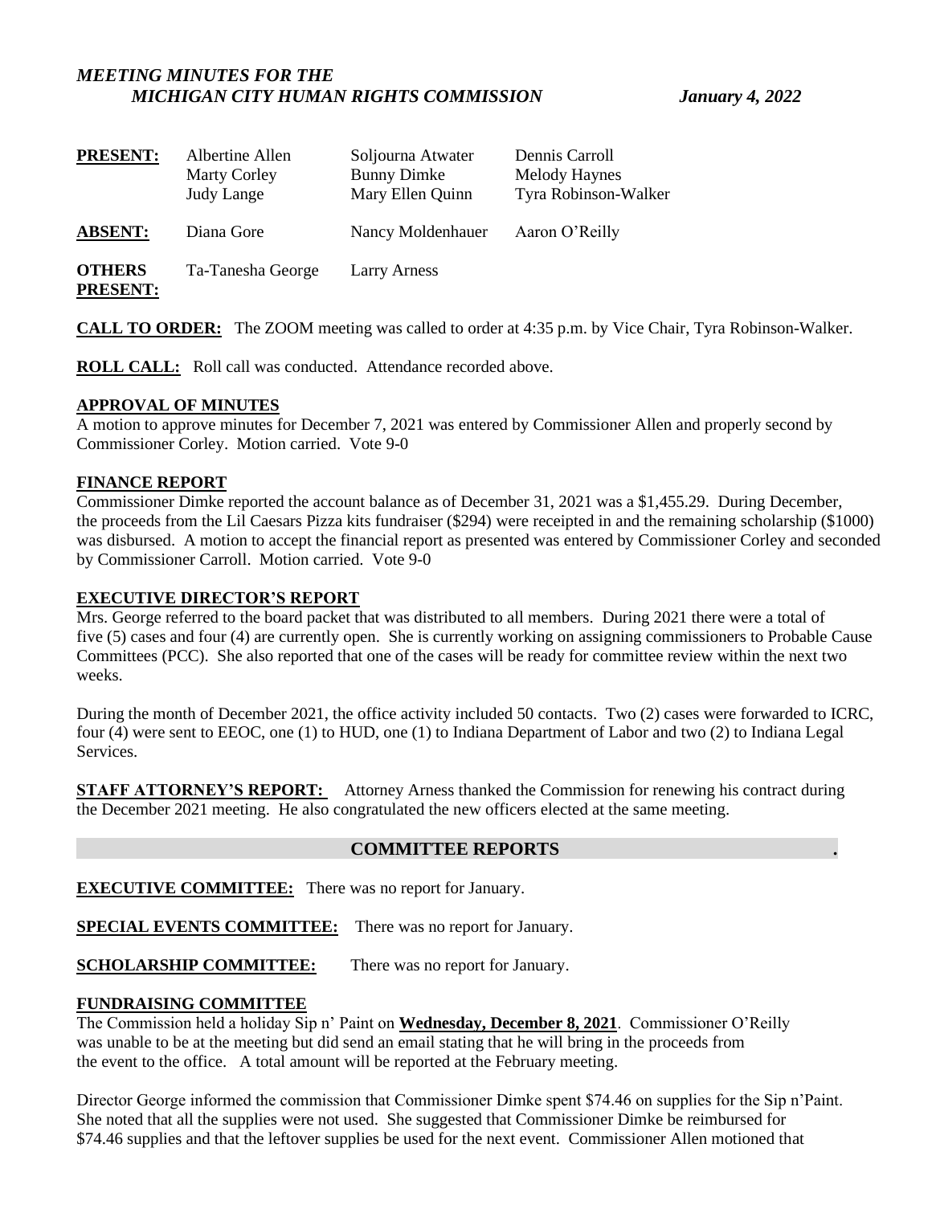***MEETING MINUTES FOR THE MICHIGAN CITY HUMAN RIGHTS COMMISSION*** ***January 4, 2022***

| | | | |
|---|---|---|---|
| **PRESENT:** | Albertine Allen | Soljourna Atwater | Dennis Carroll |
| | Marty Corley | Bunny Dimke | Melody Haynes |
| | Judy Lange | Mary Ellen Quinn | Tyra Robinson-Walker |
| **ABSENT:** | Diana Gore | Nancy Moldenhauer | Aaron O'Reilly |
| **OTHERS PRESENT:** | Ta-Tanesha George | Larry Arness | |

**CALL TO ORDER:** The ZOOM meeting was called to order at 4:35 p.m. by Vice Chair, Tyra Robinson-Walker.

**ROLL CALL:** Roll call was conducted. Attendance recorded above.

**APPROVAL OF MINUTES**

A motion to approve minutes for December 7, 2021 was entered by Commissioner Allen and properly second by Commissioner Corley. Motion carried. Vote 9-0

**FINANCE REPORT**

Commissioner Dimke reported the account balance as of December 31, 2021 was a $1,455.29. During December, the proceeds from the Lil Caesars Pizza kits fundraiser ($294) were receipted in and the remaining scholarship ($1000) was disbursed. A motion to accept the financial report as presented was entered by Commissioner Corley and seconded by Commissioner Carroll. Motion carried. Vote 9-0

**EXECUTIVE DIRECTOR'S REPORT**

Mrs. George referred to the board packet that was distributed to all members. During 2021 there were a total of five (5) cases and four (4) are currently open. She is currently working on assigning commissioners to Probable Cause Committees (PCC). She also reported that one of the cases will be ready for committee review within the next two weeks.

During the month of December 2021, the office activity included 50 contacts. Two (2) cases were forwarded to ICRC, four (4) were sent to EEOC, one (1) to HUD, one (1) to Indiana Department of Labor and two (2) to Indiana Legal Services.

**STAFF ATTORNEY'S REPORT:** Attorney Arness thanked the Commission for renewing his contract during the December 2021 meeting. He also congratulated the new officers elected at the same meeting.

## COMMITTEE REPORTS

**EXECUTIVE COMMITTEE:** There was no report for January.

**SPECIAL EVENTS COMMITTEE:** There was no report for January.

**SCHOLARSHIP COMMITTEE:** There was no report for January.

**FUNDRAISING COMMITTEE**

The Commission held a holiday Sip n' Paint on **Wednesday, December 8, 2021**. Commissioner O'Reilly was unable to be at the meeting but did send an email stating that he will bring in the proceeds from the event to the office. A total amount will be reported at the February meeting.

Director George informed the commission that Commissioner Dimke spent $74.46 on supplies for the Sip n'Paint. She noted that all the supplies were not used. She suggested that Commissioner Dimke be reimbursed for $74.46 supplies and that the leftover supplies be used for the next event. Commissioner Allen motioned that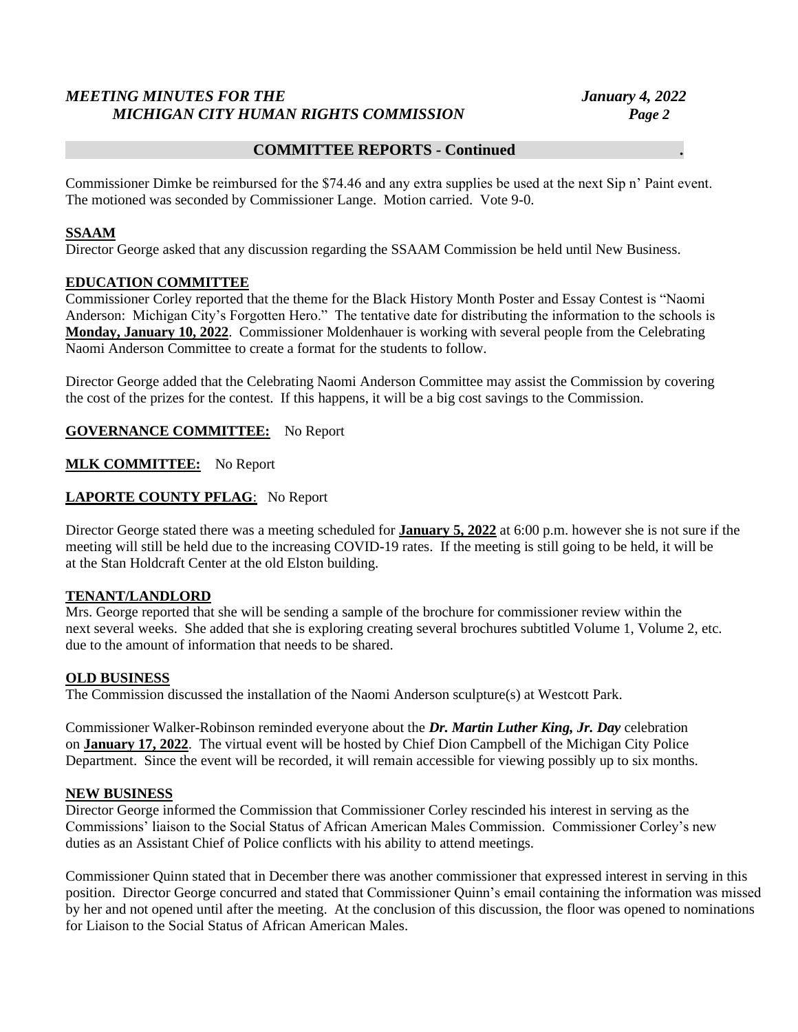## COMMITTEE REPORTS - Continued

Commissioner Dimke be reimbursed for the $74.46 and any extra supplies be used at the next Sip n' Paint event. The motioned was seconded by Commissioner Lange. Motion carried. Vote 9-0.

**SSAAM**

Director George asked that any discussion regarding the SSAAM Commission be held until New Business.

**EDUCATION COMMITTEE**

Commissioner Corley reported that the theme for the Black History Month Poster and Essay Contest is "Naomi Anderson: Michigan City's Forgotten Hero." The tentative date for distributing the information to the schools is **Monday, January 10, 2022**. Commissioner Moldenhauer is working with several people from the Celebrating Naomi Anderson Committee to create a format for the students to follow.

Director George added that the Celebrating Naomi Anderson Committee may assist the Commission by covering the cost of the prizes for the contest. If this happens, it will be a big cost savings to the Commission.

**GOVERNANCE COMMITTEE:** No Report

**MLK COMMITTEE:** No Report

**LAPORTE COUNTY PFLAG**: No Report

Director George stated there was a meeting scheduled for **January 5, 2022** at 6:00 p.m. however she is not sure if the meeting will still be held due to the increasing COVID-19 rates. If the meeting is still going to be held, it will be at the Stan Holdcraft Center at the old Elston building.

**TENANT/LANDLORD**

Mrs. George reported that she will be sending a sample of the brochure for commissioner review within the next several weeks. She added that she is exploring creating several brochures subtitled Volume 1, Volume 2, etc. due to the amount of information that needs to be shared.

**OLD BUSINESS**

The Commission discussed the installation of the Naomi Anderson sculpture(s) at Westcott Park.

Commissioner Walker-Robinson reminded everyone about the ***Dr. Martin Luther King, Jr. Day*** celebration on **January 17, 2022**. The virtual event will be hosted by Chief Dion Campbell of the Michigan City Police Department. Since the event will be recorded, it will remain accessible for viewing possibly up to six months.

**NEW BUSINESS**

Director George informed the Commission that Commissioner Corley rescinded his interest in serving as the Commissions' liaison to the Social Status of African American Males Commission. Commissioner Corley's new duties as an Assistant Chief of Police conflicts with his ability to attend meetings.

Commissioner Quinn stated that in December there was another commissioner that expressed interest in serving in this position. Director George concurred and stated that Commissioner Quinn's email containing the information was missed by her and not opened until after the meeting. At the conclusion of this discussion, the floor was opened to nominations for Liaison to the Social Status of African American Males.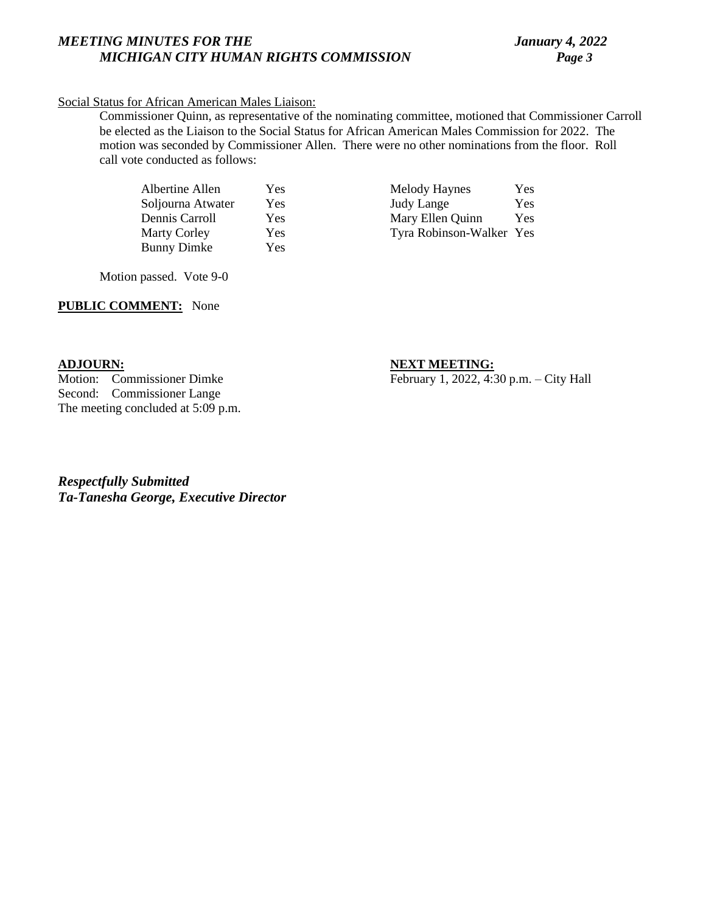Social Status for African American Males Liaison:

Commissioner Quinn, as representative of the nominating committee, motioned that Commissioner Carroll be elected as the Liaison to the Social Status for African American Males Commission for 2022. The motion was seconded by Commissioner Allen. There were no other nominations from the floor. Roll call vote conducted as follows:

| | | | |
|---|---|---|---|
| Albertine Allen | Yes | Melody Haynes | Yes |
| Soljourna Atwater | Yes | Judy Lange | Yes |
| Dennis Carroll | Yes | Mary Ellen Quinn | Yes |
| Marty Corley | Yes | Tyra Robinson-Walker | Yes |
| Bunny Dimke | Yes | | |

Motion passed. Vote 9-0

**PUBLIC COMMENT:** None

**ADJOURN:**
Motion: Commissioner Dimke
Second: Commissioner Lange
The meeting concluded at 5:09 p.m.

**NEXT MEETING:**
February 1, 2022, 4:30 p.m. – City Hall

***Respectfully Submitted***
***Ta-Tanesha George, Executive Director***